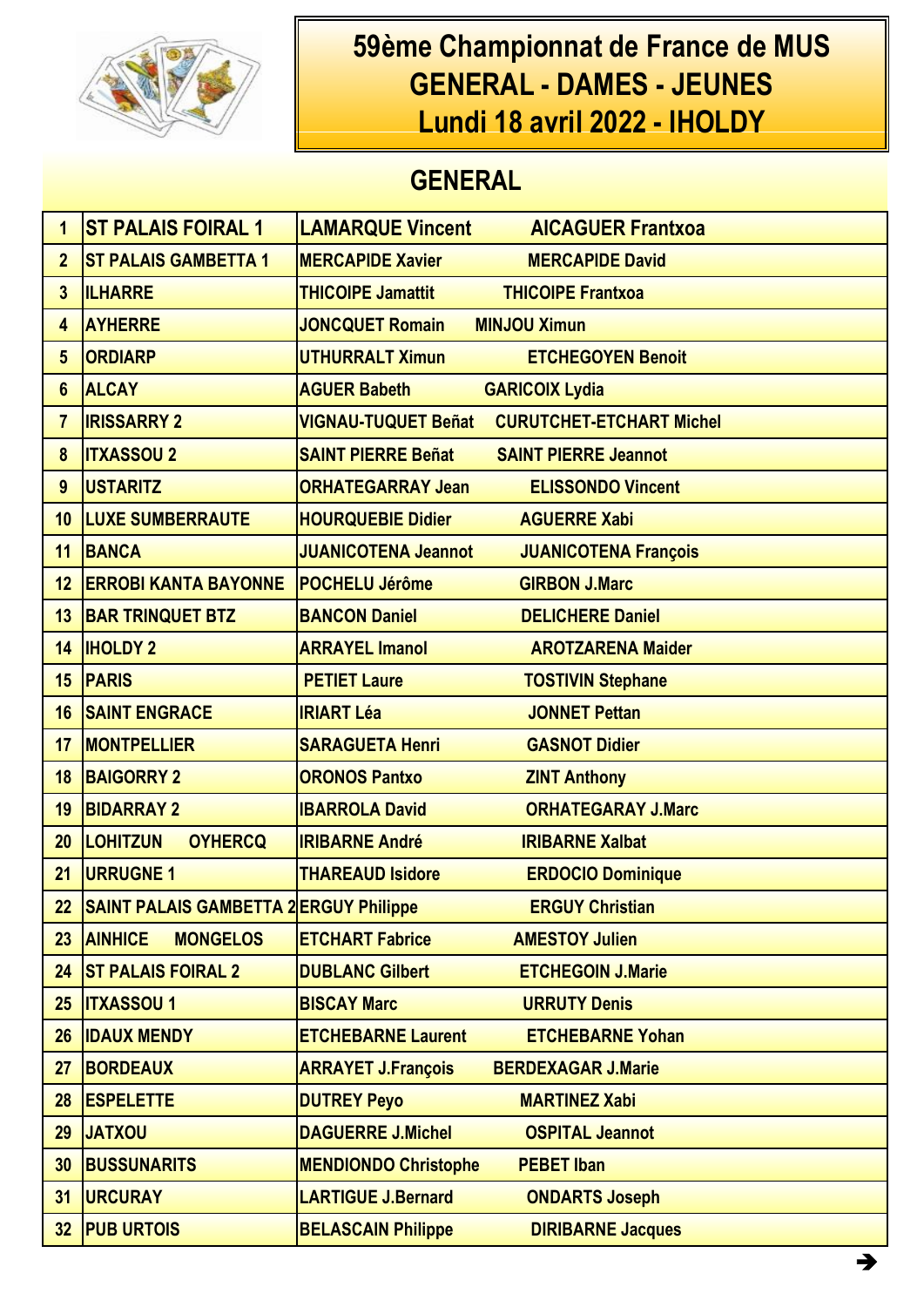# 59ème Championnat de France de MUS
# GENERAL - DAMES - JEUNES
# Lundi 18 avril 2022 - IHOLDY

## GENERAL

| | | | |
|---|---|---|---|
| 1 | ST PALAIS FOIRAL 1 | LAMARQUE Vincent | AICAGUER Frantxoa |
| 2 | ST PALAIS GAMBETTA 1 | MERCAPIDE Xavier | MERCAPIDE David |
| 3 | ILHARRE | THICOIPE Jamattit | THICOIPE Frantxoa |
| 4 | AYHERRE | JONCQUET Romain | MINJOU Ximun |
| 5 | ORDIARP | UTHURRALT Ximun | ETCHEGOYEN Benoit |
| 6 | ALCAY | AGUER Babeth | GARICOIX Lydia |
| 7 | IRISSARRY 2 | VIGNAU-TUQUET Beñat | CURUTCHET-ETCHART Michel |
| 8 | ITXASSOU 2 | SAINT PIERRE Beñat | SAINT PIERRE Jeannot |
| 9 | USTARITZ | ORHATEGARRAY Jean | ELISSONDO Vincent |
| 10 | LUXE SUMBERRAUTE | HOURQUEBIE Didier | AGUERRE Xabi |
| 11 | BANCA | JUANICOTENA Jeannot | JUANICOTENA François |
| 12 | ERROBI KANTA BAYONNE | POCHELU Jérôme | GIRBON J.Marc |
| 13 | BAR TRINQUET BTZ | BANCON Daniel | DELICHERE Daniel |
| 14 | IHOLDY 2 | ARRAYEL Imanol | AROTZARENA Maider |
| 15 | PARIS | PETIET Laure | TOSTIVIN Stephane |
| 16 | SAINT ENGRACE | IRIART Léa | JONNET Pettan |
| 17 | MONTPELLIER | SARAGUETA Henri | GASNOT Didier |
| 18 | BAIGORRY 2 | ORONOS Pantxo | ZINT Anthony |
| 19 | BIDARRAY 2 | IBARROLA David | ORHATEGARAY J.Marc |
| 20 | LOHITZUN OYHERCQ | IRIBARNE André | IRIBARNE Xalbat |
| 21 | URRUGNE 1 | THAREAUD Isidore | ERDOCIO Dominique |
| 22 | SAINT PALAIS GAMBETTA 2 | ERGUY Philippe | ERGUY Christian |
| 23 | AINHICE MONGELOS | ETCHART Fabrice | AMESTOY Julien |
| 24 | ST PALAIS FOIRAL 2 | DUBLANC Gilbert | ETCHEGOIN J.Marie |
| 25 | ITXASSOU 1 | BISCAY Marc | URRUTY Denis |
| 26 | IDAUX MENDY | ETCHEBARNE Laurent | ETCHEBARNE Yohan |
| 27 | BORDEAUX | ARRAYET J.François | BERDEXAGAR J.Marie |
| 28 | ESPELETTE | DUTREY Peyo | MARTINEZ Xabi |
| 29 | JATXOU | DAGUERRE J.Michel | OSPITAL Jeannot |
| 30 | BUSSUNARITS | MENDIONDO Christophe | PEBET Iban |
| 31 | URCURAY | LARTIGUE J.Bernard | ONDARTS Joseph |
| 32 | PUB URTOIS | BELASCAIN Philippe | DIRIBARNE Jacques |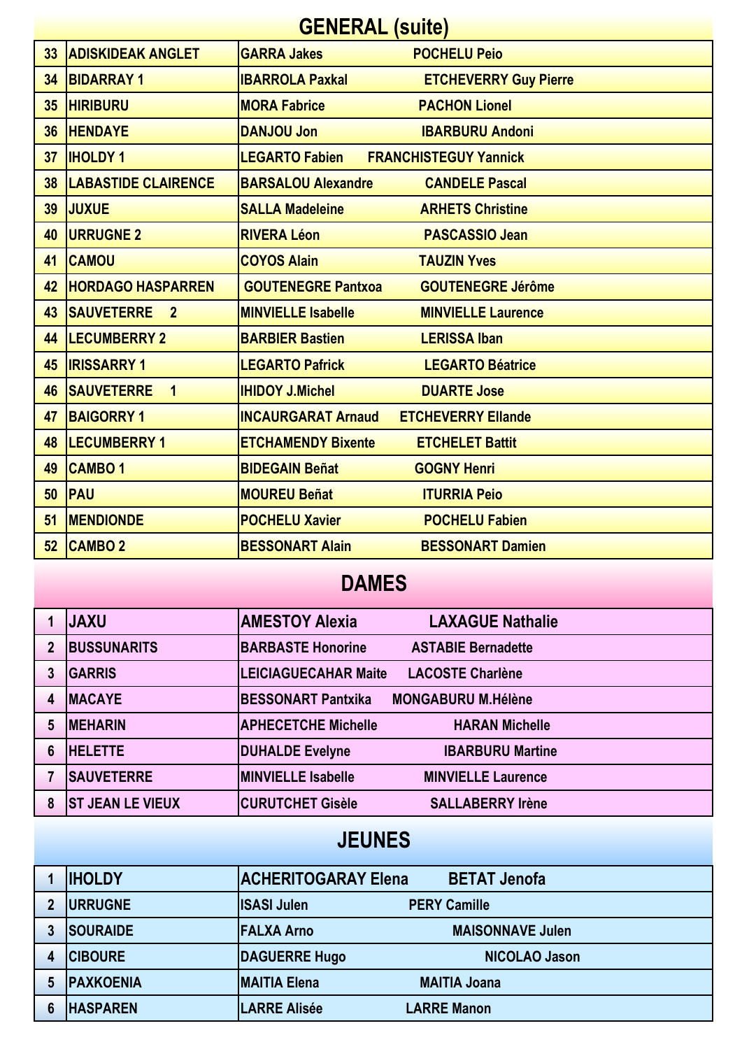## GENERAL (suite)

| | | | |
|---|---|---|---|
| 33 | ADISKIDEAK ANGLET | GARRA Jakes | POCHELU Peio |
| 34 | BIDARRAY 1 | IBARROLA Paxkal | ETCHEVERRY Guy Pierre |
| 35 | HIRIBURU | MORA Fabrice | PACHON Lionel |
| 36 | HENDAYE | DANJOU Jon | IBARBURU Andoni |
| 37 | IHOLDY 1 | LEGARTO Fabien | FRANCHISTEGUY Yannick |
| 38 | LABASTIDE CLAIRENCE | BARSALOU Alexandre | CANDELE Pascal |
| 39 | JUXUE | SALLA Madeleine | ARHETS Christine |
| 40 | URRUGNE 2 | RIVERA Léon | PASCASSIO Jean |
| 41 | CAMOU | COYOS Alain | TAUZIN Yves |
| 42 | HORDAGO HASPARREN | GOUTENEGRE Pantxoa | GOUTENEGRE Jérôme |
| 43 | SAUVETERRE 2 | MINVIELLE Isabelle | MINVIELLE Laurence |
| 44 | LECUMBERRY 2 | BARBIER Bastien | LERISSA Iban |
| 45 | IRISSARRY 1 | LEGARTO Pafrick | LEGARTO Béatrice |
| 46 | SAUVETERRE 1 | IHIDOY J.Michel | DUARTE Jose |
| 47 | BAIGORRY 1 | INCAURGARAT Arnaud | ETCHEVERRY Ellande |
| 48 | LECUMBERRY 1 | ETCHAMENDY Bixente | ETCHELET Battit |
| 49 | CAMBO 1 | BIDEGAIN Beñat | GOGNY Henri |
| 50 | PAU | MOUREU Beñat | ITURRIA Peio |
| 51 | MENDIONDE | POCHELU Xavier | POCHELU Fabien |
| 52 | CAMBO 2 | BESSONART Alain | BESSONART Damien |

## DAMES

| | | | |
|---|---|---|---|
| 1 | JAXU | AMESTOY Alexia | LAXAGUE Nathalie |
| 2 | BUSSUNARITS | BARBASTE Honorine | ASTABIE Bernadette |
| 3 | GARRIS | LEICIAGUECAHAR Maite | LACOSTE Charlène |
| 4 | MACAYE | BESSONART Pantxika | MONGABURU M.Hélène |
| 5 | MEHARIN | APHECETCHE Michelle | HARAN Michelle |
| 6 | HELETTE | DUHALDE Evelyne | IBARBURU Martine |
| 7 | SAUVETERRE | MINVIELLE Isabelle | MINVIELLE Laurence |
| 8 | ST JEAN LE VIEUX | CURUTCHET Gisèle | SALLABERRY Irène |

## JEUNES

| | | | |
|---|---|---|---|
| 1 | IHOLDY | ACHERITOGARAY Elena | BETAT Jenofa |
| 2 | URRUGNE | ISASI Julen | PERY Camille |
| 3 | SOURAIDE | FALXA Arno | MAISONNAVE Julen |
| 4 | CIBOURE | DAGUERRE Hugo | NICOLAO Jason |
| 5 | PAXKOENIA | MAITIA Elena | MAITIA Joana |
| 6 | HASPAREN | LARRE Alisée | LARRE Manon |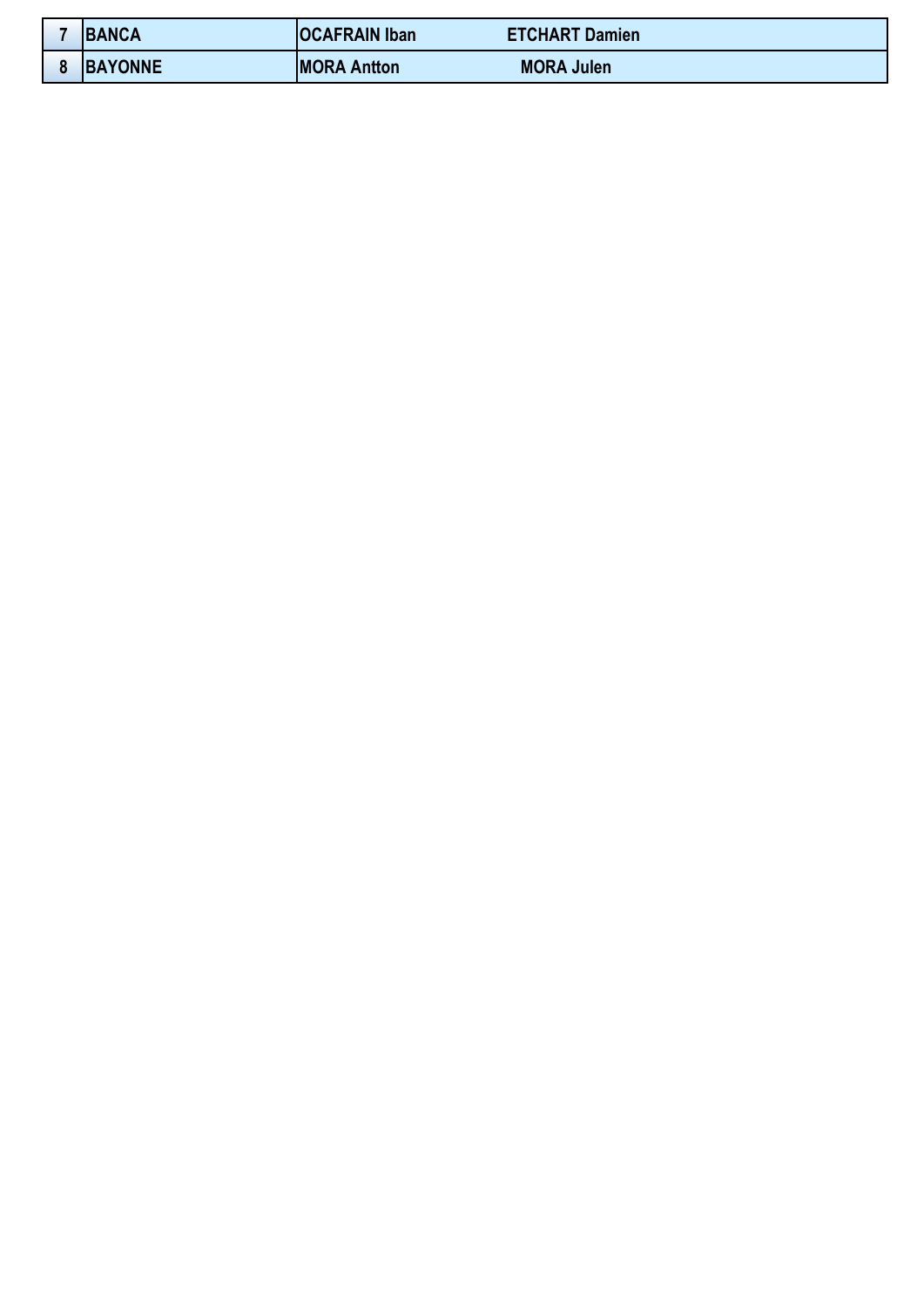| | | | |
|---|---|---|---|
| 7 | BANCA | OCAFRAIN Iban | ETCHART Damien |
| 8 | BAYONNE | MORA Antton | MORA Julen |